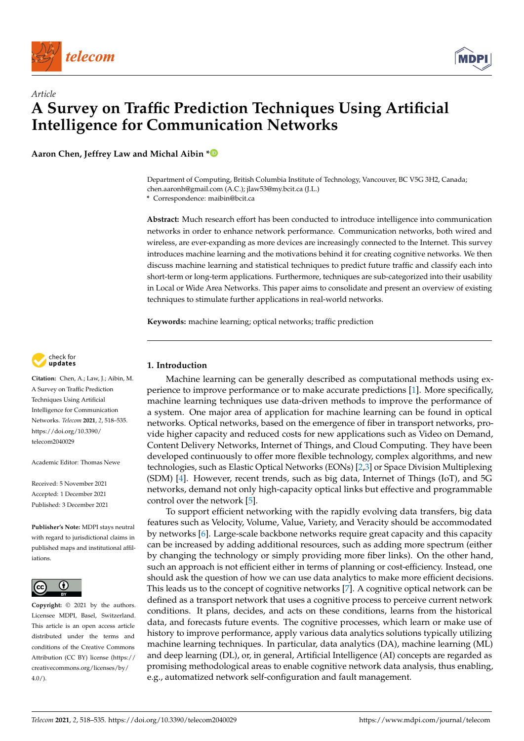*Article*

# A Survey on Traffic Prediction Techniques Using Artificial Intelligence for Communication Networks

**Aaron Chen, Jeffrey Law and Michal Aibin ***

Department of Computing, British Columbia Institute of Technology, Vancouver, BC V5G 3H2, Canada; chen.aaronh@gmail.com (A.C.); jlaw53@my.bcit.ca (J.L.)
* Correspondence: maibin@bcit.ca

**Abstract:** Much research effort has been conducted to introduce intelligence into communication networks in order to enhance network performance. Communication networks, both wired and wireless, are ever-expanding as more devices are increasingly connected to the Internet. This survey introduces machine learning and the motivations behind it for creating cognitive networks. We then discuss machine learning and statistical techniques to predict future traffic and classify each into short-term or long-term applications. Furthermore, techniques are sub-categorized into their usability in Local or Wide Area Networks. This paper aims to consolidate and present an overview of existing techniques to stimulate further applications in real-world networks.

**Keywords:** machine learning; optical networks; traffic prediction

**Citation:** Chen, A.; Law, J.; Aibin, M. A Survey on Traffic Prediction Techniques Using Artificial Intelligence for Communication Networks. *Telecom* **2021**, *2*, 518–535. https://doi.org/10.3390/telecom2040029

Academic Editor: Thomas Newe

Received: 5 November 2021
Accepted: 1 December 2021
Published: 3 December 2021

**Publisher's Note:** MDPI stays neutral with regard to jurisdictional claims in published maps and institutional affiliations.

**Copyright:** © 2021 by the authors. Licensee MDPI, Basel, Switzerland. This article is an open access article distributed under the terms and conditions of the Creative Commons Attribution (CC BY) license (https://creativecommons.org/licenses/by/4.0/).

## 1. Introduction

Machine learning can be generally described as computational methods using experience to improve performance or to make accurate predictions [1]. More specifically, machine learning techniques use data-driven methods to improve the performance of a system. One major area of application for machine learning can be found in optical networks. Optical networks, based on the emergence of fiber in transport networks, provide higher capacity and reduced costs for new applications such as Video on Demand, Content Delivery Networks, Internet of Things, and Cloud Computing. They have been developed continuously to offer more flexible technology, complex algorithms, and new technologies, such as Elastic Optical Networks (EONs) [2,3] or Space Division Multiplexing (SDM) [4]. However, recent trends, such as big data, Internet of Things (IoT), and 5G networks, demand not only high-capacity optical links but effective and programmable control over the network [5].

To support efficient networking with the rapidly evolving data transfers, big data features such as Velocity, Volume, Value, Variety, and Veracity should be accommodated by networks [6]. Large-scale backbone networks require great capacity and this capacity can be increased by adding additional resources, such as adding more spectrum (either by changing the technology or simply providing more fiber links). On the other hand, such an approach is not efficient either in terms of planning or cost-efficiency. Instead, one should ask the question of how we can use data analytics to make more efficient decisions. This leads us to the concept of cognitive networks [7]. A cognitive optical network can be defined as a transport network that uses a cognitive process to perceive current network conditions. It plans, decides, and acts on these conditions, learns from the historical data, and forecasts future events. The cognitive processes, which learn or make use of history to improve performance, apply various data analytics solutions typically utilizing machine learning techniques. In particular, data analytics (DA), machine learning (ML) and deep learning (DL), or, in general, Artificial Intelligence (AI) concepts are regarded as promising methodological areas to enable cognitive network data analysis, thus enabling, e.g., automatized network self-configuration and fault management.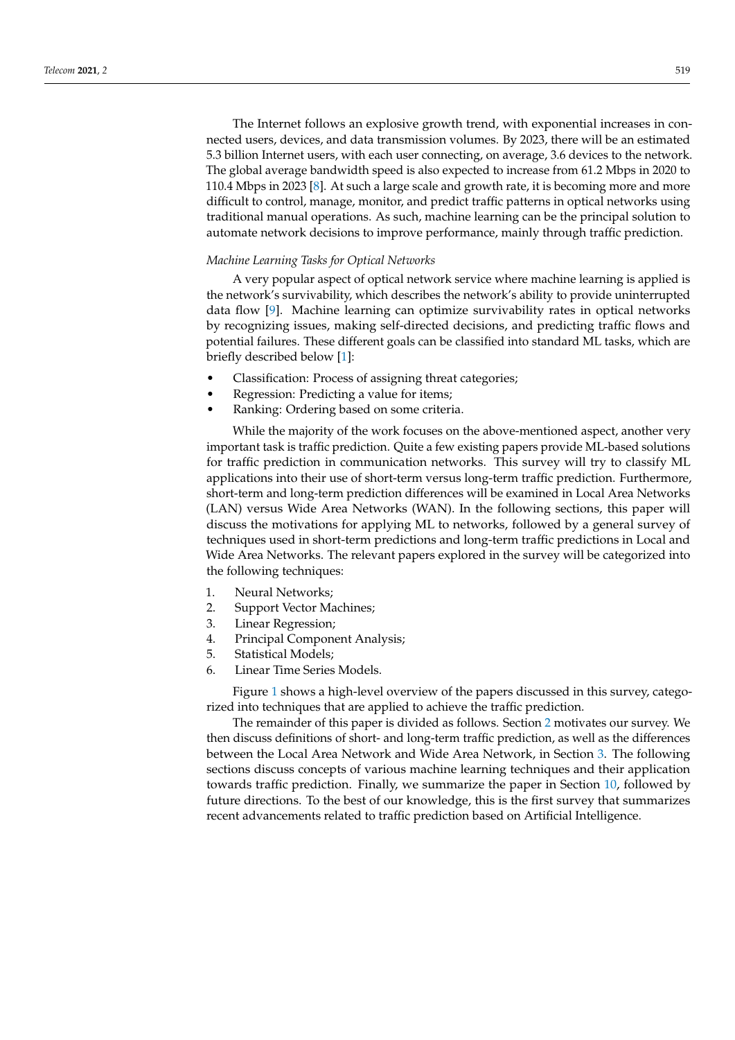The Internet follows an explosive growth trend, with exponential increases in connected users, devices, and data transmission volumes. By 2023, there will be an estimated 5.3 billion Internet users, with each user connecting, on average, 3.6 devices to the network. The global average bandwidth speed is also expected to increase from 61.2 Mbps in 2020 to 110.4 Mbps in 2023 [8]. At such a large scale and growth rate, it is becoming more and more difficult to control, manage, monitor, and predict traffic patterns in optical networks using traditional manual operations. As such, machine learning can be the principal solution to automate network decisions to improve performance, mainly through traffic prediction.

*Machine Learning Tasks for Optical Networks*

A very popular aspect of optical network service where machine learning is applied is the network's survivability, which describes the network's ability to provide uninterrupted data flow [9]. Machine learning can optimize survivability rates in optical networks by recognizing issues, making self-directed decisions, and predicting traffic flows and potential failures. These different goals can be classified into standard ML tasks, which are briefly described below [1]:

- Classification: Process of assigning threat categories;
- Regression: Predicting a value for items;
- Ranking: Ordering based on some criteria.

While the majority of the work focuses on the above-mentioned aspect, another very important task is traffic prediction. Quite a few existing papers provide ML-based solutions for traffic prediction in communication networks. This survey will try to classify ML applications into their use of short-term versus long-term traffic prediction. Furthermore, short-term and long-term prediction differences will be examined in Local Area Networks (LAN) versus Wide Area Networks (WAN). In the following sections, this paper will discuss the motivations for applying ML to networks, followed by a general survey of techniques used in short-term predictions and long-term traffic predictions in Local and Wide Area Networks. The relevant papers explored in the survey will be categorized into the following techniques:

1. Neural Networks;
2. Support Vector Machines;
3. Linear Regression;
4. Principal Component Analysis;
5. Statistical Models;
6. Linear Time Series Models.

Figure 1 shows a high-level overview of the papers discussed in this survey, categorized into techniques that are applied to achieve the traffic prediction.

The remainder of this paper is divided as follows. Section 2 motivates our survey. We then discuss definitions of short- and long-term traffic prediction, as well as the differences between the Local Area Network and Wide Area Network, in Section 3. The following sections discuss concepts of various machine learning techniques and their application towards traffic prediction. Finally, we summarize the paper in Section 10, followed by future directions. To the best of our knowledge, this is the first survey that summarizes recent advancements related to traffic prediction based on Artificial Intelligence.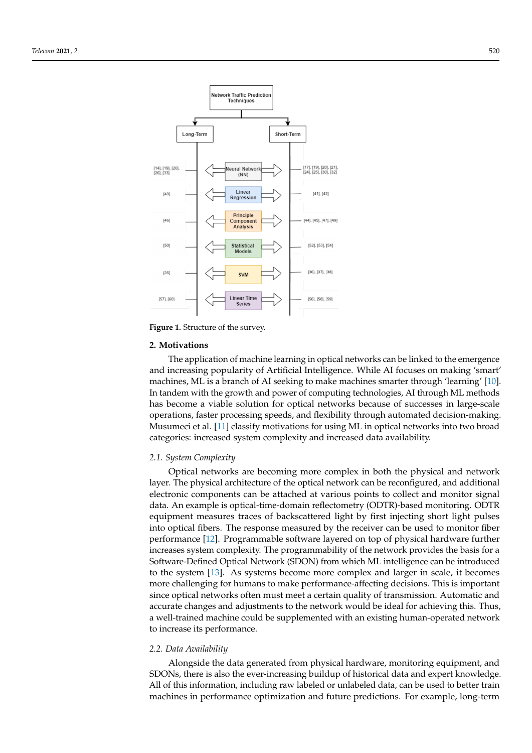**Figure 1.** Structure of the survey.

## 2. Motivations

The application of machine learning in optical networks can be linked to the emergence and increasing popularity of Artificial Intelligence. While AI focuses on making 'smart' machines, ML is a branch of AI seeking to make machines smarter through 'learning' [10]. In tandem with the growth and power of computing technologies, AI through ML methods has become a viable solution for optical networks because of successes in large-scale operations, faster processing speeds, and flexibility through automated decision-making. Musumeci et al. [11] classify motivations for using ML in optical networks into two broad categories: increased system complexity and increased data availability.

### 2.1. System Complexity

Optical networks are becoming more complex in both the physical and network layer. The physical architecture of the optical network can be reconfigured, and additional electronic components can be attached at various points to collect and monitor signal data. An example is optical-time-domain reflectometry (ODTR)-based monitoring. ODTR equipment measures traces of backscattered light by first injecting short light pulses into optical fibers. The response measured by the receiver can be used to monitor fiber performance [12]. Programmable software layered on top of physical hardware further increases system complexity. The programmability of the network provides the basis for a Software-Defined Optical Network (SDON) from which ML intelligence can be introduced to the system [13]. As systems become more complex and larger in scale, it becomes more challenging for humans to make performance-affecting decisions. This is important since optical networks often must meet a certain quality of transmission. Automatic and accurate changes and adjustments to the network would be ideal for achieving this. Thus, a well-trained machine could be supplemented with an existing human-operated network to increase its performance.

### 2.2. Data Availability

Alongside the data generated from physical hardware, monitoring equipment, and SDONs, there is also the ever-increasing buildup of historical data and expert knowledge. All of this information, including raw labeled or unlabeled data, can be used to better train machines in performance optimization and future predictions. For example, long-term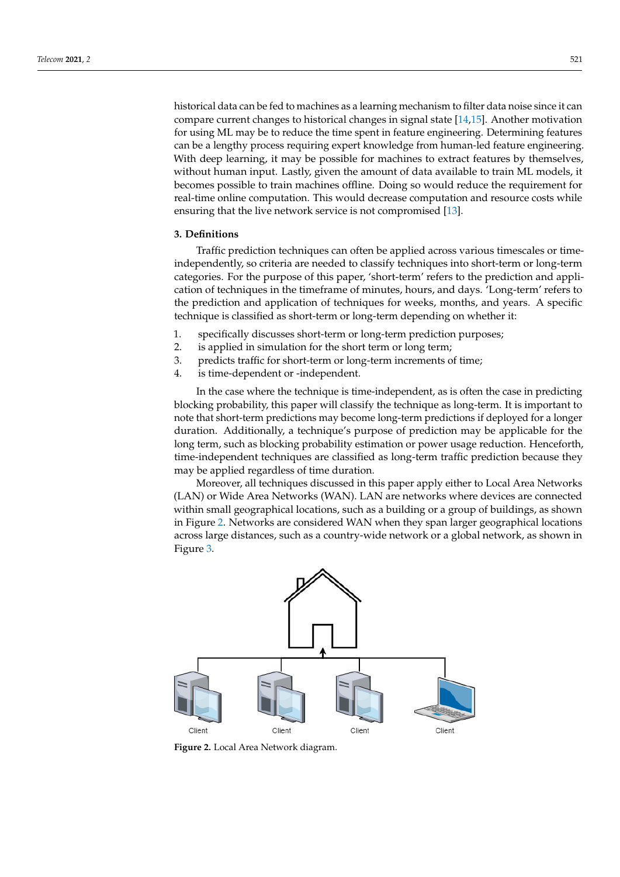historical data can be fed to machines as a learning mechanism to filter data noise since it can compare current changes to historical changes in signal state [14,15]. Another motivation for using ML may be to reduce the time spent in feature engineering. Determining features can be a lengthy process requiring expert knowledge from human-led feature engineering. With deep learning, it may be possible for machines to extract features by themselves, without human input. Lastly, given the amount of data available to train ML models, it becomes possible to train machines offline. Doing so would reduce the requirement for real-time online computation. This would decrease computation and resource costs while ensuring that the live network service is not compromised [13].

## 3. Definitions

Traffic prediction techniques can often be applied across various timescales or time-independently, so criteria are needed to classify techniques into short-term or long-term categories. For the purpose of this paper, 'short-term' refers to the prediction and application of techniques in the timeframe of minutes, hours, and days. 'Long-term' refers to the prediction and application of techniques for weeks, months, and years. A specific technique is classified as short-term or long-term depending on whether it:

1. specifically discusses short-term or long-term prediction purposes;
2. is applied in simulation for the short term or long term;
3. predicts traffic for short-term or long-term increments of time;
4. is time-dependent or -independent.

In the case where the technique is time-independent, as is often the case in predicting blocking probability, this paper will classify the technique as long-term. It is important to note that short-term predictions may become long-term predictions if deployed for a longer duration. Additionally, a technique's purpose of prediction may be applicable for the long term, such as blocking probability estimation or power usage reduction. Henceforth, time-independent techniques are classified as long-term traffic prediction because they may be applied regardless of time duration.

Moreover, all techniques discussed in this paper apply either to Local Area Networks (LAN) or Wide Area Networks (WAN). LAN are networks where devices are connected within small geographical locations, such as a building or a group of buildings, as shown in Figure 2. Networks are considered WAN when they span larger geographical locations across large distances, such as a country-wide network or a global network, as shown in Figure 3.

**Figure 2.** Local Area Network diagram.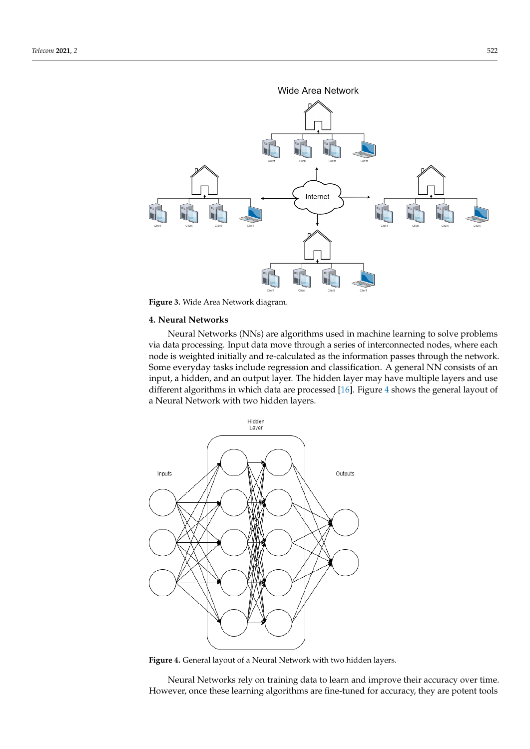**Figure 3.** Wide Area Network diagram.

## 4. Neural Networks

Neural Networks (NNs) are algorithms used in machine learning to solve problems via data processing. Input data move through a series of interconnected nodes, where each node is weighted initially and re-calculated as the information passes through the network. Some everyday tasks include regression and classification. A general NN consists of an input, a hidden, and an output layer. The hidden layer may have multiple layers and use different algorithms in which data are processed [16]. Figure 4 shows the general layout of a Neural Network with two hidden layers.

**Figure 4.** General layout of a Neural Network with two hidden layers.

Neural Networks rely on training data to learn and improve their accuracy over time. However, once these learning algorithms are fine-tuned for accuracy, they are potent tools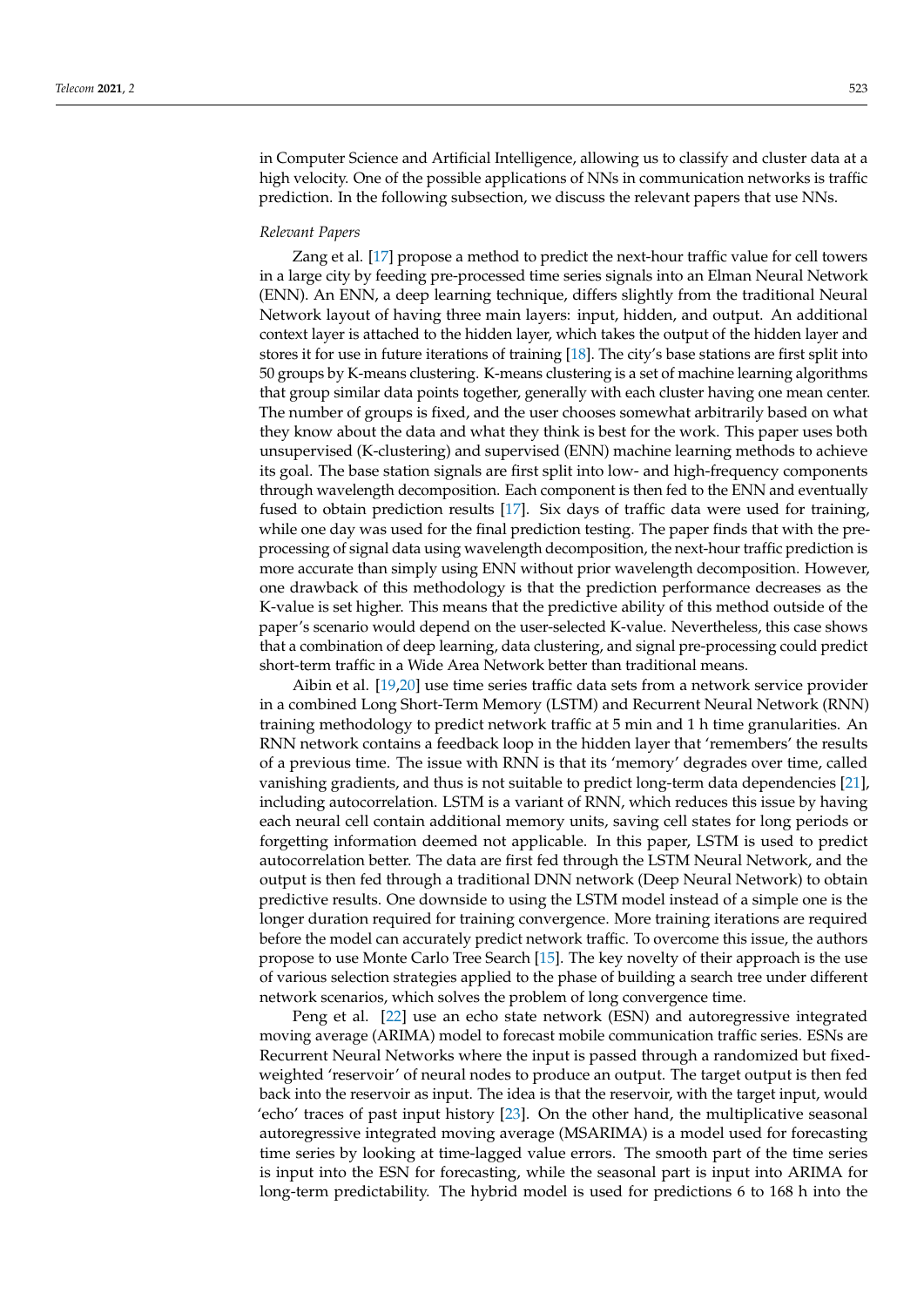in Computer Science and Artificial Intelligence, allowing us to classify and cluster data at a high velocity. One of the possible applications of NNs in communication networks is traffic prediction. In the following subsection, we discuss the relevant papers that use NNs.

*Relevant Papers*

Zang et al. [17] propose a method to predict the next-hour traffic value for cell towers in a large city by feeding pre-processed time series signals into an Elman Neural Network (ENN). An ENN, a deep learning technique, differs slightly from the traditional Neural Network layout of having three main layers: input, hidden, and output. An additional context layer is attached to the hidden layer, which takes the output of the hidden layer and stores it for use in future iterations of training [18]. The city's base stations are first split into 50 groups by K-means clustering. K-means clustering is a set of machine learning algorithms that group similar data points together, generally with each cluster having one mean center. The number of groups is fixed, and the user chooses somewhat arbitrarily based on what they know about the data and what they think is best for the work. This paper uses both unsupervised (K-clustering) and supervised (ENN) machine learning methods to achieve its goal. The base station signals are first split into low- and high-frequency components through wavelength decomposition. Each component is then fed to the ENN and eventually fused to obtain prediction results [17]. Six days of traffic data were used for training, while one day was used for the final prediction testing. The paper finds that with the pre-processing of signal data using wavelength decomposition, the next-hour traffic prediction is more accurate than simply using ENN without prior wavelength decomposition. However, one drawback of this methodology is that the prediction performance decreases as the K-value is set higher. This means that the predictive ability of this method outside of the paper's scenario would depend on the user-selected K-value. Nevertheless, this case shows that a combination of deep learning, data clustering, and signal pre-processing could predict short-term traffic in a Wide Area Network better than traditional means.

Aibin et al. [19,20] use time series traffic data sets from a network service provider in a combined Long Short-Term Memory (LSTM) and Recurrent Neural Network (RNN) training methodology to predict network traffic at 5 min and 1 h time granularities. An RNN network contains a feedback loop in the hidden layer that 'remembers' the results of a previous time. The issue with RNN is that its 'memory' degrades over time, called vanishing gradients, and thus is not suitable to predict long-term data dependencies [21], including autocorrelation. LSTM is a variant of RNN, which reduces this issue by having each neural cell contain additional memory units, saving cell states for long periods or forgetting information deemed not applicable. In this paper, LSTM is used to predict autocorrelation better. The data are first fed through the LSTM Neural Network, and the output is then fed through a traditional DNN network (Deep Neural Network) to obtain predictive results. One downside to using the LSTM model instead of a simple one is the longer duration required for training convergence. More training iterations are required before the model can accurately predict network traffic. To overcome this issue, the authors propose to use Monte Carlo Tree Search [15]. The key novelty of their approach is the use of various selection strategies applied to the phase of building a search tree under different network scenarios, which solves the problem of long convergence time.

Peng et al. [22] use an echo state network (ESN) and autoregressive integrated moving average (ARIMA) model to forecast mobile communication traffic series. ESNs are Recurrent Neural Networks where the input is passed through a randomized but fixed-weighted 'reservoir' of neural nodes to produce an output. The target output is then fed back into the reservoir as input. The idea is that the reservoir, with the target input, would 'echo' traces of past input history [23]. On the other hand, the multiplicative seasonal autoregressive integrated moving average (MSARIMA) is a model used for forecasting time series by looking at time-lagged value errors. The smooth part of the time series is input into the ESN for forecasting, while the seasonal part is input into ARIMA for long-term predictability. The hybrid model is used for predictions 6 to 168 h into the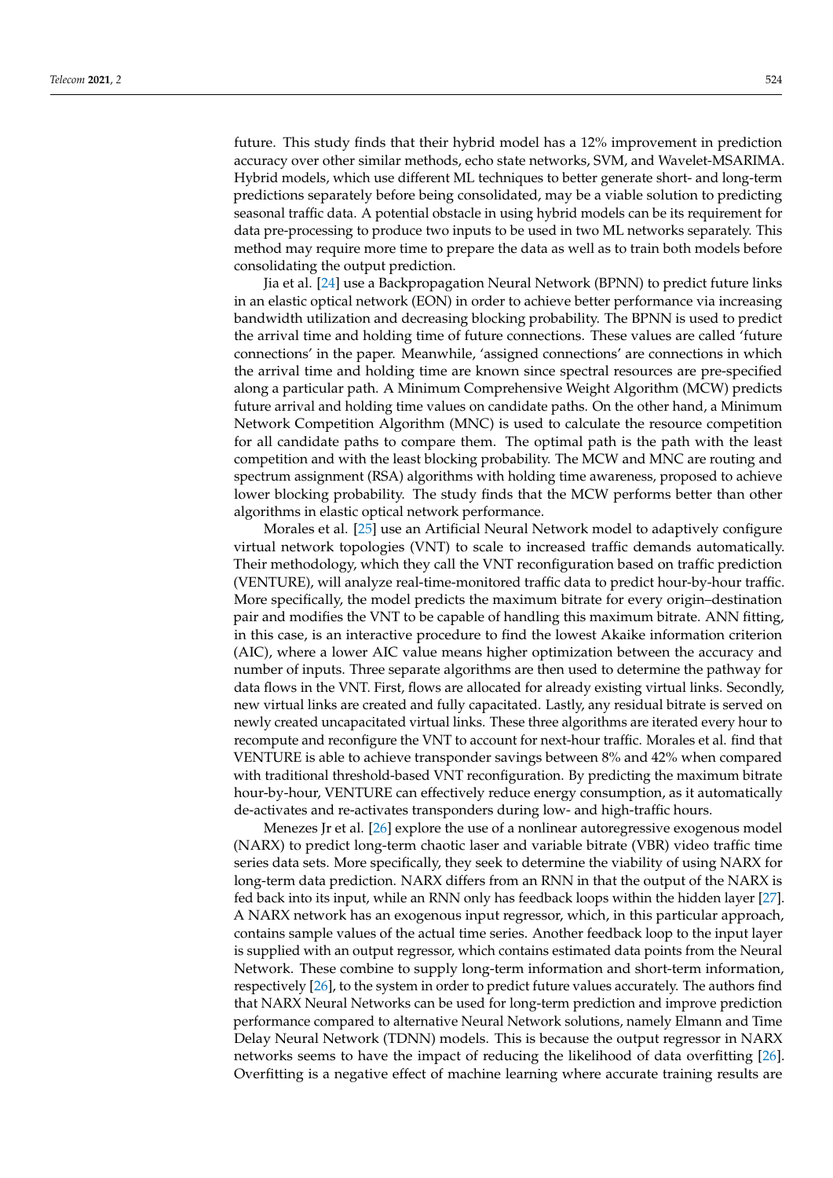future. This study finds that their hybrid model has a 12% improvement in prediction accuracy over other similar methods, echo state networks, SVM, and Wavelet-MSARIMA. Hybrid models, which use different ML techniques to better generate short- and long-term predictions separately before being consolidated, may be a viable solution to predicting seasonal traffic data. A potential obstacle in using hybrid models can be its requirement for data pre-processing to produce two inputs to be used in two ML networks separately. This method may require more time to prepare the data as well as to train both models before consolidating the output prediction.

Jia et al. [24] use a Backpropagation Neural Network (BPNN) to predict future links in an elastic optical network (EON) in order to achieve better performance via increasing bandwidth utilization and decreasing blocking probability. The BPNN is used to predict the arrival time and holding time of future connections. These values are called 'future connections' in the paper. Meanwhile, 'assigned connections' are connections in which the arrival time and holding time are known since spectral resources are pre-specified along a particular path. A Minimum Comprehensive Weight Algorithm (MCW) predicts future arrival and holding time values on candidate paths. On the other hand, a Minimum Network Competition Algorithm (MNC) is used to calculate the resource competition for all candidate paths to compare them. The optimal path is the path with the least competition and with the least blocking probability. The MCW and MNC are routing and spectrum assignment (RSA) algorithms with holding time awareness, proposed to achieve lower blocking probability. The study finds that the MCW performs better than other algorithms in elastic optical network performance.

Morales et al. [25] use an Artificial Neural Network model to adaptively configure virtual network topologies (VNT) to scale to increased traffic demands automatically. Their methodology, which they call the VNT reconfiguration based on traffic prediction (VENTURE), will analyze real-time-monitored traffic data to predict hour-by-hour traffic. More specifically, the model predicts the maximum bitrate for every origin–destination pair and modifies the VNT to be capable of handling this maximum bitrate. ANN fitting, in this case, is an interactive procedure to find the lowest Akaike information criterion (AIC), where a lower AIC value means higher optimization between the accuracy and number of inputs. Three separate algorithms are then used to determine the pathway for data flows in the VNT. First, flows are allocated for already existing virtual links. Secondly, new virtual links are created and fully capacitated. Lastly, any residual bitrate is served on newly created uncapacitated virtual links. These three algorithms are iterated every hour to recompute and reconfigure the VNT to account for next-hour traffic. Morales et al. find that VENTURE is able to achieve transponder savings between 8% and 42% when compared with traditional threshold-based VNT reconfiguration. By predicting the maximum bitrate hour-by-hour, VENTURE can effectively reduce energy consumption, as it automatically de-activates and re-activates transponders during low- and high-traffic hours.

Menezes Jr et al. [26] explore the use of a nonlinear autoregressive exogenous model (NARX) to predict long-term chaotic laser and variable bitrate (VBR) video traffic time series data sets. More specifically, they seek to determine the viability of using NARX for long-term data prediction. NARX differs from an RNN in that the output of the NARX is fed back into its input, while an RNN only has feedback loops within the hidden layer [27]. A NARX network has an exogenous input regressor, which, in this particular approach, contains sample values of the actual time series. Another feedback loop to the input layer is supplied with an output regressor, which contains estimated data points from the Neural Network. These combine to supply long-term information and short-term information, respectively [26], to the system in order to predict future values accurately. The authors find that NARX Neural Networks can be used for long-term prediction and improve prediction performance compared to alternative Neural Network solutions, namely Elmann and Time Delay Neural Network (TDNN) models. This is because the output regressor in NARX networks seems to have the impact of reducing the likelihood of data overfitting [26]. Overfitting is a negative effect of machine learning where accurate training results are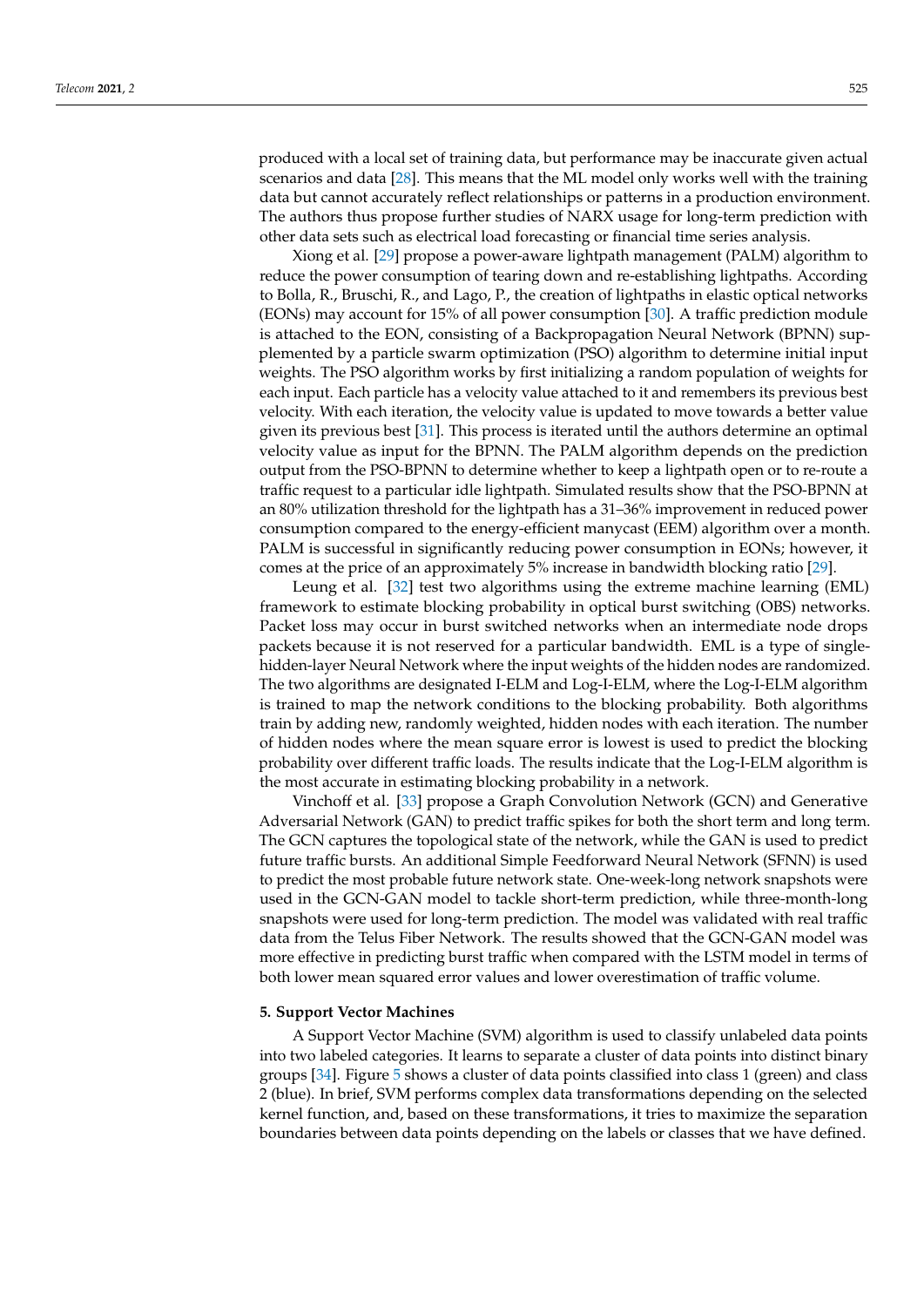produced with a local set of training data, but performance may be inaccurate given actual scenarios and data [28]. This means that the ML model only works well with the training data but cannot accurately reflect relationships or patterns in a production environment. The authors thus propose further studies of NARX usage for long-term prediction with other data sets such as electrical load forecasting or financial time series analysis.

Xiong et al. [29] propose a power-aware lightpath management (PALM) algorithm to reduce the power consumption of tearing down and re-establishing lightpaths. According to Bolla, R., Bruschi, R., and Lago, P., the creation of lightpaths in elastic optical networks (EONs) may account for 15% of all power consumption [30]. A traffic prediction module is attached to the EON, consisting of a Backpropagation Neural Network (BPNN) supplemented by a particle swarm optimization (PSO) algorithm to determine initial input weights. The PSO algorithm works by first initializing a random population of weights for each input. Each particle has a velocity value attached to it and remembers its previous best velocity. With each iteration, the velocity value is updated to move towards a better value given its previous best [31]. This process is iterated until the authors determine an optimal velocity value as input for the BPNN. The PALM algorithm depends on the prediction output from the PSO-BPNN to determine whether to keep a lightpath open or to re-route a traffic request to a particular idle lightpath. Simulated results show that the PSO-BPNN at an 80% utilization threshold for the lightpath has a 31–36% improvement in reduced power consumption compared to the energy-efficient manycast (EEM) algorithm over a month. PALM is successful in significantly reducing power consumption in EONs; however, it comes at the price of an approximately 5% increase in bandwidth blocking ratio [29].

Leung et al. [32] test two algorithms using the extreme machine learning (EML) framework to estimate blocking probability in optical burst switching (OBS) networks. Packet loss may occur in burst switched networks when an intermediate node drops packets because it is not reserved for a particular bandwidth. EML is a type of single-hidden-layer Neural Network where the input weights of the hidden nodes are randomized. The two algorithms are designated I-ELM and Log-I-ELM, where the Log-I-ELM algorithm is trained to map the network conditions to the blocking probability. Both algorithms train by adding new, randomly weighted, hidden nodes with each iteration. The number of hidden nodes where the mean square error is lowest is used to predict the blocking probability over different traffic loads. The results indicate that the Log-I-ELM algorithm is the most accurate in estimating blocking probability in a network.

Vinchoff et al. [33] propose a Graph Convolution Network (GCN) and Generative Adversarial Network (GAN) to predict traffic spikes for both the short term and long term. The GCN captures the topological state of the network, while the GAN is used to predict future traffic bursts. An additional Simple Feedforward Neural Network (SFNN) is used to predict the most probable future network state. One-week-long network snapshots were used in the GCN-GAN model to tackle short-term prediction, while three-month-long snapshots were used for long-term prediction. The model was validated with real traffic data from the Telus Fiber Network. The results showed that the GCN-GAN model was more effective in predicting burst traffic when compared with the LSTM model in terms of both lower mean squared error values and lower overestimation of traffic volume.

## 5. Support Vector Machines

A Support Vector Machine (SVM) algorithm is used to classify unlabeled data points into two labeled categories. It learns to separate a cluster of data points into distinct binary groups [34]. Figure 5 shows a cluster of data points classified into class 1 (green) and class 2 (blue). In brief, SVM performs complex data transformations depending on the selected kernel function, and, based on these transformations, it tries to maximize the separation boundaries between data points depending on the labels or classes that we have defined.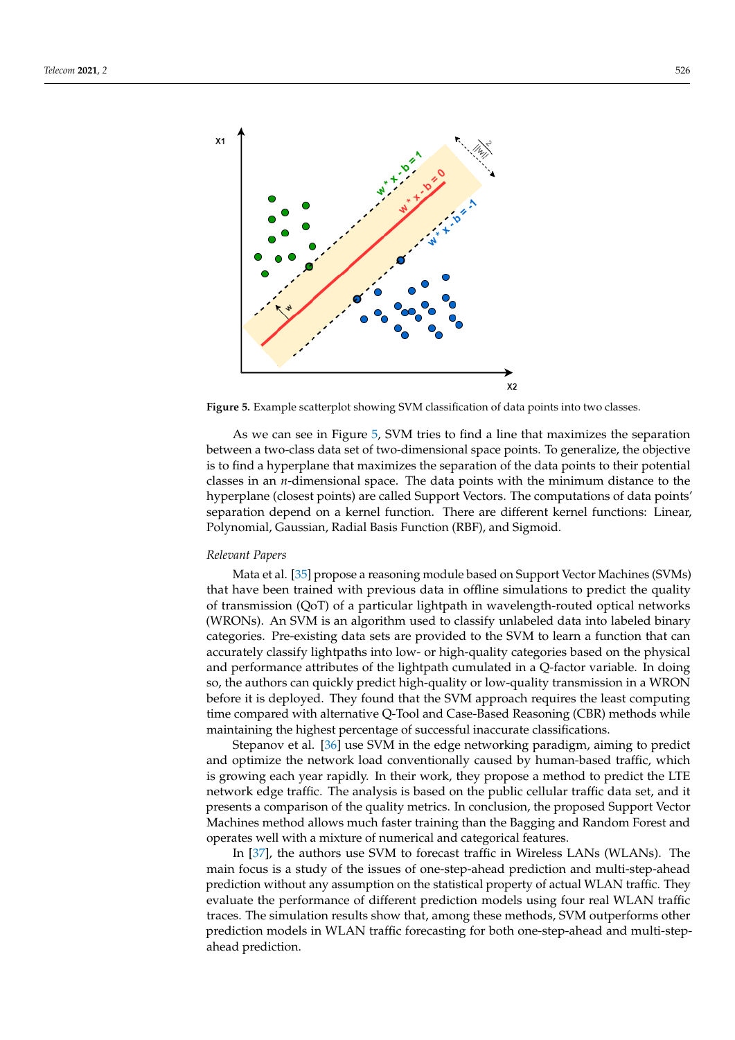**Figure 5.** Example scatterplot showing SVM classification of data points into two classes.

As we can see in Figure 5, SVM tries to find a line that maximizes the separation between a two-class data set of two-dimensional space points. To generalize, the objective is to find a hyperplane that maximizes the separation of the data points to their potential classes in an $n$-dimensional space. The data points with the minimum distance to the hyperplane (closest points) are called Support Vectors. The computations of data points' separation depend on a kernel function. There are different kernel functions: Linear, Polynomial, Gaussian, Radial Basis Function (RBF), and Sigmoid.

*Relevant Papers*

Mata et al. [35] propose a reasoning module based on Support Vector Machines (SVMs) that have been trained with previous data in offline simulations to predict the quality of transmission (QoT) of a particular lightpath in wavelength-routed optical networks (WRONs). An SVM is an algorithm used to classify unlabeled data into labeled binary categories. Pre-existing data sets are provided to the SVM to learn a function that can accurately classify lightpaths into low- or high-quality categories based on the physical and performance attributes of the lightpath cumulated in a Q-factor variable. In doing so, the authors can quickly predict high-quality or low-quality transmission in a WRON before it is deployed. They found that the SVM approach requires the least computing time compared with alternative Q-Tool and Case-Based Reasoning (CBR) methods while maintaining the highest percentage of successful inaccurate classifications.

Stepanov et al. [36] use SVM in the edge networking paradigm, aiming to predict and optimize the network load conventionally caused by human-based traffic, which is growing each year rapidly. In their work, they propose a method to predict the LTE network edge traffic. The analysis is based on the public cellular traffic data set, and it presents a comparison of the quality metrics. In conclusion, the proposed Support Vector Machines method allows much faster training than the Bagging and Random Forest and operates well with a mixture of numerical and categorical features.

In [37], the authors use SVM to forecast traffic in Wireless LANs (WLANs). The main focus is a study of the issues of one-step-ahead prediction and multi-step-ahead prediction without any assumption on the statistical property of actual WLAN traffic. They evaluate the performance of different prediction models using four real WLAN traffic traces. The simulation results show that, among these methods, SVM outperforms other prediction models in WLAN traffic forecasting for both one-step-ahead and multi-step-ahead prediction.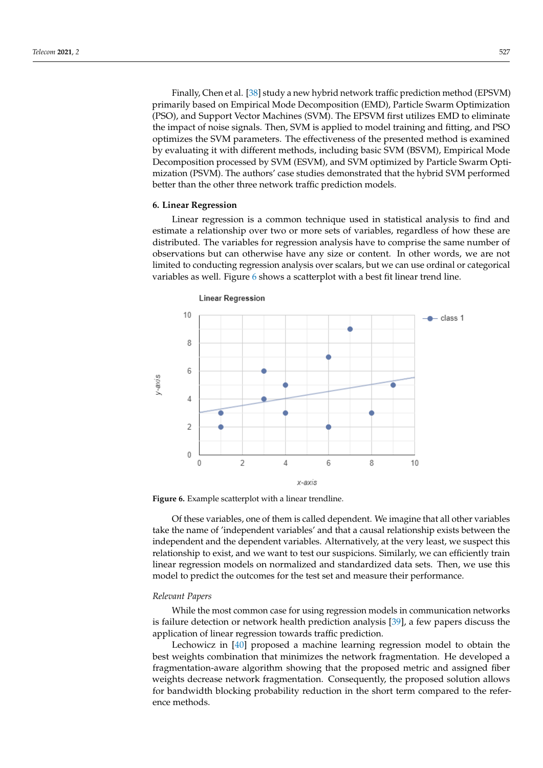Finally, Chen et al. [38] study a new hybrid network traffic prediction method (EPSVM) primarily based on Empirical Mode Decomposition (EMD), Particle Swarm Optimization (PSO), and Support Vector Machines (SVM). The EPSVM first utilizes EMD to eliminate the impact of noise signals. Then, SVM is applied to model training and fitting, and PSO optimizes the SVM parameters. The effectiveness of the presented method is examined by evaluating it with different methods, including basic SVM (BSVM), Empirical Mode Decomposition processed by SVM (ESVM), and SVM optimized by Particle Swarm Optimization (PSVM). The authors' case studies demonstrated that the hybrid SVM performed better than the other three network traffic prediction models.

## 6. Linear Regression

Linear regression is a common technique used in statistical analysis to find and estimate a relationship over two or more sets of variables, regardless of how these are distributed. The variables for regression analysis have to comprise the same number of observations but can otherwise have any size or content. In other words, we are not limited to conducting regression analysis over scalars, but we can use ordinal or categorical variables as well. Figure 6 shows a scatterplot with a best fit linear trend line.

**Figure 6.** Example scatterplot with a linear trendline.

Of these variables, one of them is called dependent. We imagine that all other variables take the name of 'independent variables' and that a causal relationship exists between the independent and the dependent variables. Alternatively, at the very least, we suspect this relationship to exist, and we want to test our suspicions. Similarly, we can efficiently train linear regression models on normalized and standardized data sets. Then, we use this model to predict the outcomes for the test set and measure their performance.

### *Relevant Papers*

While the most common case for using regression models in communication networks is failure detection or network health prediction analysis [39], a few papers discuss the application of linear regression towards traffic prediction.

Lechowicz in [40] proposed a machine learning regression model to obtain the best weights combination that minimizes the network fragmentation. He developed a fragmentation-aware algorithm showing that the proposed metric and assigned fiber weights decrease network fragmentation. Consequently, the proposed solution allows for bandwidth blocking probability reduction in the short term compared to the reference methods.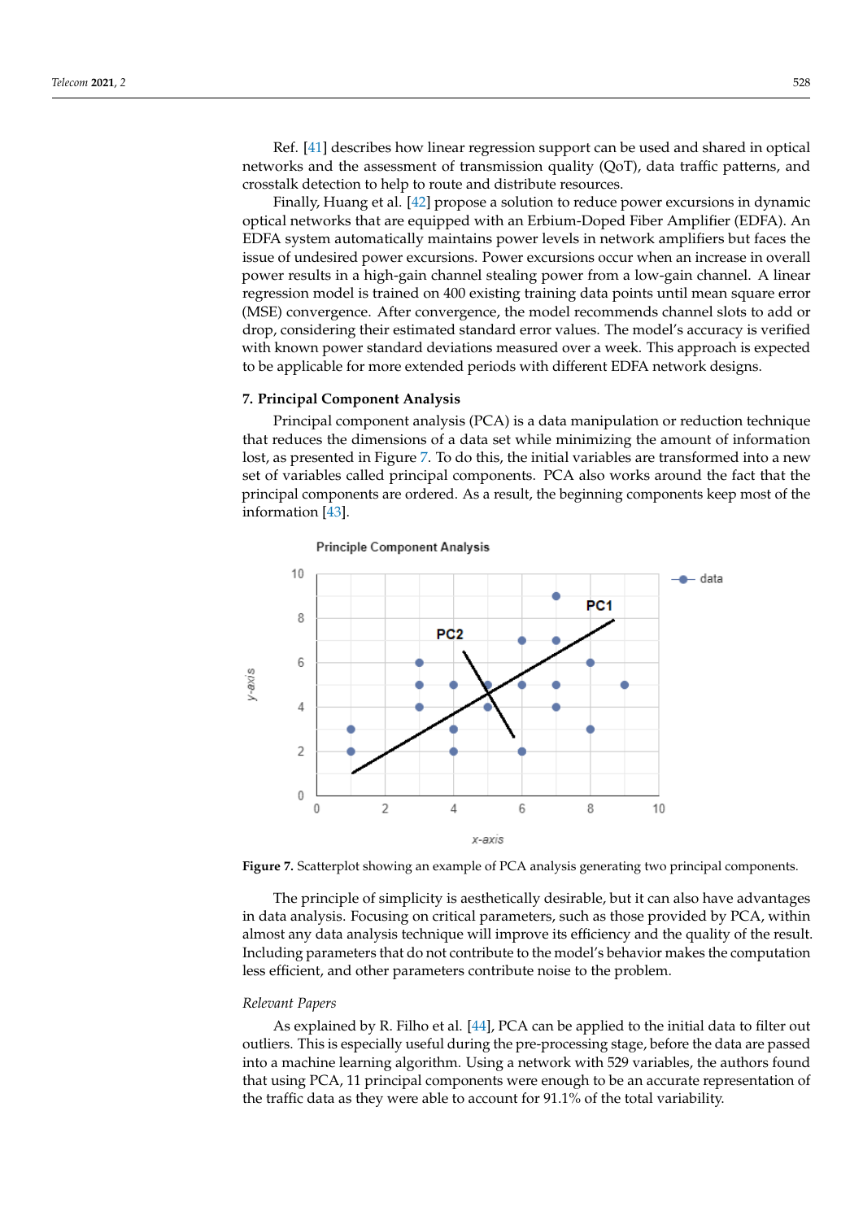Ref. [41] describes how linear regression support can be used and shared in optical networks and the assessment of transmission quality (QoT), data traffic patterns, and crosstalk detection to help to route and distribute resources.

Finally, Huang et al. [42] propose a solution to reduce power excursions in dynamic optical networks that are equipped with an Erbium-Doped Fiber Amplifier (EDFA). An EDFA system automatically maintains power levels in network amplifiers but faces the issue of undesired power excursions. Power excursions occur when an increase in overall power results in a high-gain channel stealing power from a low-gain channel. A linear regression model is trained on 400 existing training data points until mean square error (MSE) convergence. After convergence, the model recommends channel slots to add or drop, considering their estimated standard error values. The model's accuracy is verified with known power standard deviations measured over a week. This approach is expected to be applicable for more extended periods with different EDFA network designs.

## 7. Principal Component Analysis

Principal component analysis (PCA) is a data manipulation or reduction technique that reduces the dimensions of a data set while minimizing the amount of information lost, as presented in Figure 7. To do this, the initial variables are transformed into a new set of variables called principal components. PCA also works around the fact that the principal components are ordered. As a result, the beginning components keep most of the information [43].

**Figure 7.** Scatterplot showing an example of PCA analysis generating two principal components.

The principle of simplicity is aesthetically desirable, but it can also have advantages in data analysis. Focusing on critical parameters, such as those provided by PCA, within almost any data analysis technique will improve its efficiency and the quality of the result. Including parameters that do not contribute to the model's behavior makes the computation less efficient, and other parameters contribute noise to the problem.

### *Relevant Papers*

As explained by R. Filho et al. [44], PCA can be applied to the initial data to filter out outliers. This is especially useful during the pre-processing stage, before the data are passed into a machine learning algorithm. Using a network with 529 variables, the authors found that using PCA, 11 principal components were enough to be an accurate representation of the traffic data as they were able to account for 91.1% of the total variability.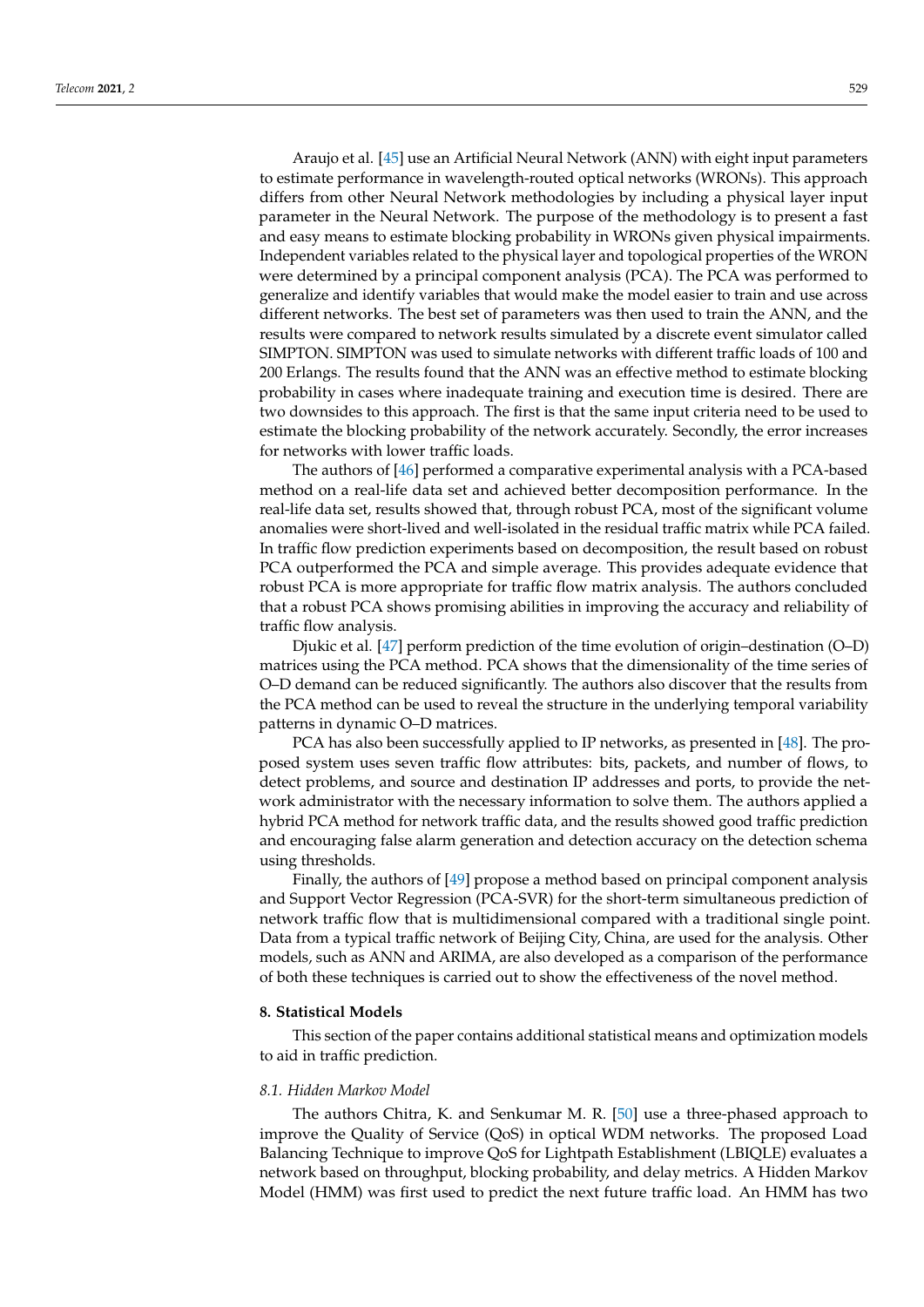Araujo et al. [45] use an Artificial Neural Network (ANN) with eight input parameters to estimate performance in wavelength-routed optical networks (WRONs). This approach differs from other Neural Network methodologies by including a physical layer input parameter in the Neural Network. The purpose of the methodology is to present a fast and easy means to estimate blocking probability in WRONs given physical impairments. Independent variables related to the physical layer and topological properties of the WRON were determined by a principal component analysis (PCA). The PCA was performed to generalize and identify variables that would make the model easier to train and use across different networks. The best set of parameters was then used to train the ANN, and the results were compared to network results simulated by a discrete event simulator called SIMPTON. SIMPTON was used to simulate networks with different traffic loads of 100 and 200 Erlangs. The results found that the ANN was an effective method to estimate blocking probability in cases where inadequate training and execution time is desired. There are two downsides to this approach. The first is that the same input criteria need to be used to estimate the blocking probability of the network accurately. Secondly, the error increases for networks with lower traffic loads.

The authors of [46] performed a comparative experimental analysis with a PCA-based method on a real-life data set and achieved better decomposition performance. In the real-life data set, results showed that, through robust PCA, most of the significant volume anomalies were short-lived and well-isolated in the residual traffic matrix while PCA failed. In traffic flow prediction experiments based on decomposition, the result based on robust PCA outperformed the PCA and simple average. This provides adequate evidence that robust PCA is more appropriate for traffic flow matrix analysis. The authors concluded that a robust PCA shows promising abilities in improving the accuracy and reliability of traffic flow analysis.

Djukic et al. [47] perform prediction of the time evolution of origin–destination (O–D) matrices using the PCA method. PCA shows that the dimensionality of the time series of O–D demand can be reduced significantly. The authors also discover that the results from the PCA method can be used to reveal the structure in the underlying temporal variability patterns in dynamic O–D matrices.

PCA has also been successfully applied to IP networks, as presented in [48]. The proposed system uses seven traffic flow attributes: bits, packets, and number of flows, to detect problems, and source and destination IP addresses and ports, to provide the network administrator with the necessary information to solve them. The authors applied a hybrid PCA method for network traffic data, and the results showed good traffic prediction and encouraging false alarm generation and detection accuracy on the detection schema using thresholds.

Finally, the authors of [49] propose a method based on principal component analysis and Support Vector Regression (PCA-SVR) for the short-term simultaneous prediction of network traffic flow that is multidimensional compared with a traditional single point. Data from a typical traffic network of Beijing City, China, are used for the analysis. Other models, such as ANN and ARIMA, are also developed as a comparison of the performance of both these techniques is carried out to show the effectiveness of the novel method.

## 8. Statistical Models

This section of the paper contains additional statistical means and optimization models to aid in traffic prediction.

### 8.1. Hidden Markov Model

The authors Chitra, K. and Senkumar M. R. [50] use a three-phased approach to improve the Quality of Service (QoS) in optical WDM networks. The proposed Load Balancing Technique to improve QoS for Lightpath Establishment (LBIQLE) evaluates a network based on throughput, blocking probability, and delay metrics. A Hidden Markov Model (HMM) was first used to predict the next future traffic load. An HMM has two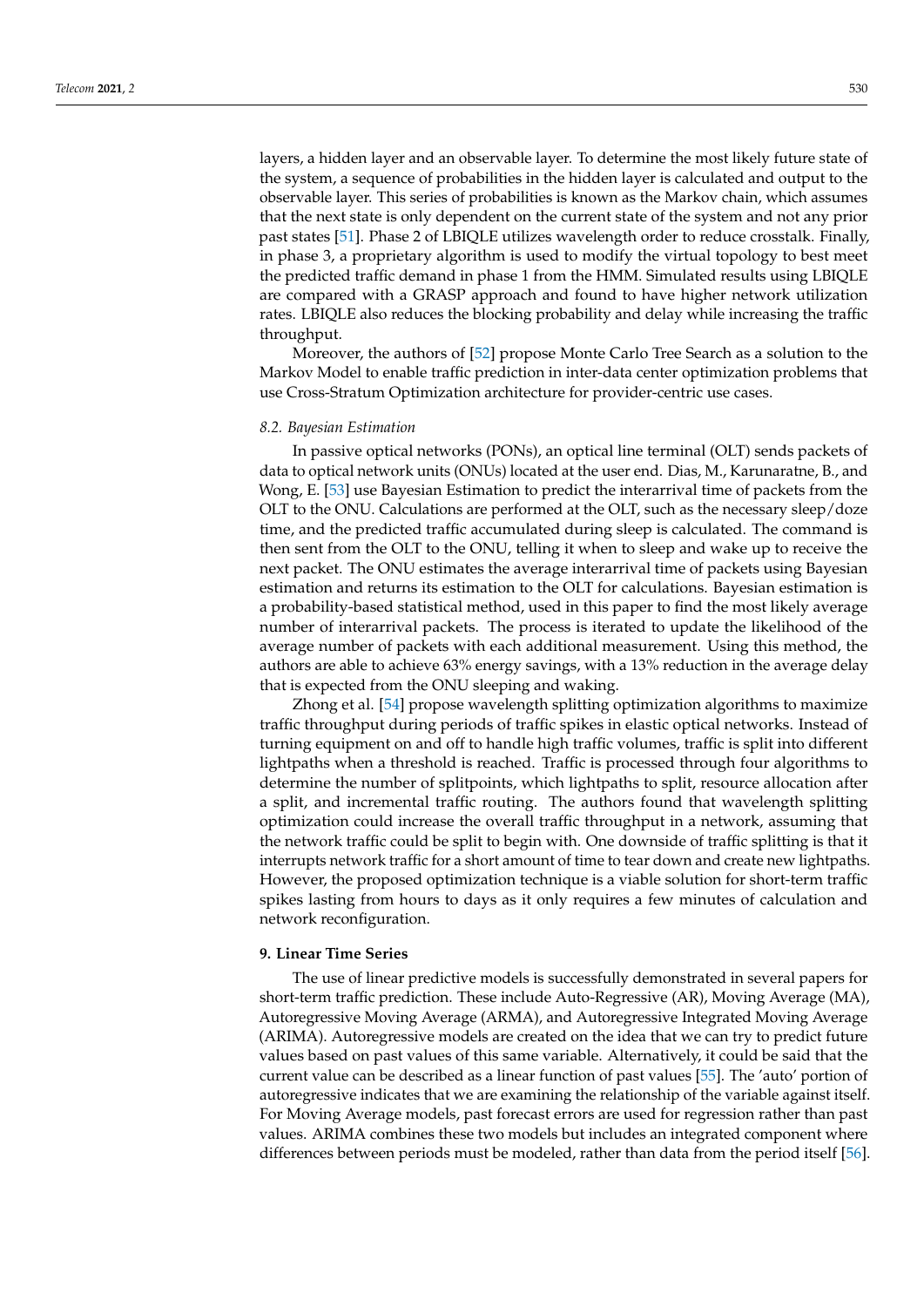layers, a hidden layer and an observable layer. To determine the most likely future state of the system, a sequence of probabilities in the hidden layer is calculated and output to the observable layer. This series of probabilities is known as the Markov chain, which assumes that the next state is only dependent on the current state of the system and not any prior past states [51]. Phase 2 of LBIQLE utilizes wavelength order to reduce crosstalk. Finally, in phase 3, a proprietary algorithm is used to modify the virtual topology to best meet the predicted traffic demand in phase 1 from the HMM. Simulated results using LBIQLE are compared with a GRASP approach and found to have higher network utilization rates. LBIQLE also reduces the blocking probability and delay while increasing the traffic throughput.

Moreover, the authors of [52] propose Monte Carlo Tree Search as a solution to the Markov Model to enable traffic prediction in inter-data center optimization problems that use Cross-Stratum Optimization architecture for provider-centric use cases.

### 8.2. Bayesian Estimation

In passive optical networks (PONs), an optical line terminal (OLT) sends packets of data to optical network units (ONUs) located at the user end. Dias, M., Karunaratne, B., and Wong, E. [53] use Bayesian Estimation to predict the interarrival time of packets from the OLT to the ONU. Calculations are performed at the OLT, such as the necessary sleep/doze time, and the predicted traffic accumulated during sleep is calculated. The command is then sent from the OLT to the ONU, telling it when to sleep and wake up to receive the next packet. The ONU estimates the average interarrival time of packets using Bayesian estimation and returns its estimation to the OLT for calculations. Bayesian estimation is a probability-based statistical method, used in this paper to find the most likely average number of interarrival packets. The process is iterated to update the likelihood of the average number of packets with each additional measurement. Using this method, the authors are able to achieve 63% energy savings, with a 13% reduction in the average delay that is expected from the ONU sleeping and waking.

Zhong et al. [54] propose wavelength splitting optimization algorithms to maximize traffic throughput during periods of traffic spikes in elastic optical networks. Instead of turning equipment on and off to handle high traffic volumes, traffic is split into different lightpaths when a threshold is reached. Traffic is processed through four algorithms to determine the number of splitpoints, which lightpaths to split, resource allocation after a split, and incremental traffic routing. The authors found that wavelength splitting optimization could increase the overall traffic throughput in a network, assuming that the network traffic could be split to begin with. One downside of traffic splitting is that it interrupts network traffic for a short amount of time to tear down and create new lightpaths. However, the proposed optimization technique is a viable solution for short-term traffic spikes lasting from hours to days as it only requires a few minutes of calculation and network reconfiguration.

## 9. Linear Time Series

The use of linear predictive models is successfully demonstrated in several papers for short-term traffic prediction. These include Auto-Regressive (AR), Moving Average (MA), Autoregressive Moving Average (ARMA), and Autoregressive Integrated Moving Average (ARIMA). Autoregressive models are created on the idea that we can try to predict future values based on past values of this same variable. Alternatively, it could be said that the current value can be described as a linear function of past values [55]. The 'auto' portion of autoregressive indicates that we are examining the relationship of the variable against itself. For Moving Average models, past forecast errors are used for regression rather than past values. ARIMA combines these two models but includes an integrated component where differences between periods must be modeled, rather than data from the period itself [56].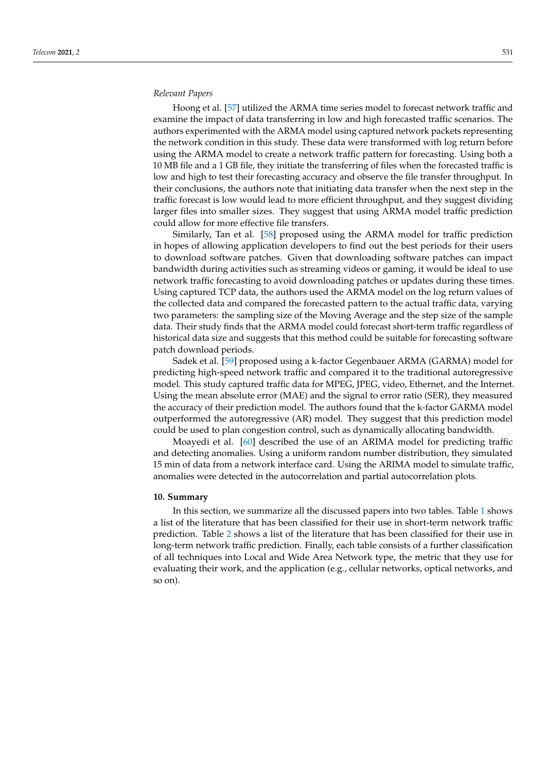*Relevant Papers*

Hoong et al. [57] utilized the ARMA time series model to forecast network traffic and examine the impact of data transferring in low and high forecasted traffic scenarios. The authors experimented with the ARMA model using captured network packets representing the network condition in this study. These data were transformed with log return before using the ARMA model to create a network traffic pattern for forecasting. Using both a 10 MB file and a 1 GB file, they initiate the transferring of files when the forecasted traffic is low and high to test their forecasting accuracy and observe the file transfer throughput. In their conclusions, the authors note that initiating data transfer when the next step in the traffic forecast is low would lead to more efficient throughput, and they suggest dividing larger files into smaller sizes. They suggest that using ARMA model traffic prediction could allow for more effective file transfers.

Similarly, Tan et al. [58] proposed using the ARMA model for traffic prediction in hopes of allowing application developers to find out the best periods for their users to download software patches. Given that downloading software patches can impact bandwidth during activities such as streaming videos or gaming, it would be ideal to use network traffic forecasting to avoid downloading patches or updates during these times. Using captured TCP data, the authors used the ARMA model on the log return values of the collected data and compared the forecasted pattern to the actual traffic data, varying two parameters: the sampling size of the Moving Average and the step size of the sample data. Their study finds that the ARMA model could forecast short-term traffic regardless of historical data size and suggests that this method could be suitable for forecasting software patch download periods.

Sadek et al. [59] proposed using a k-factor Gegenbauer ARMA (GARMA) model for predicting high-speed network traffic and compared it to the traditional autoregressive model. This study captured traffic data for MPEG, JPEG, video, Ethernet, and the Internet. Using the mean absolute error (MAE) and the signal to error ratio (SER), they measured the accuracy of their prediction model. The authors found that the k-factor GARMA model outperformed the autoregressive (AR) model. They suggest that this prediction model could be used to plan congestion control, such as dynamically allocating bandwidth.

Moayedi et al. [60] described the use of an ARIMA model for predicting traffic and detecting anomalies. Using a uniform random number distribution, they simulated 15 min of data from a network interface card. Using the ARIMA model to simulate traffic, anomalies were detected in the autocorrelation and partial autocorrelation plots.

## 10. Summary

In this section, we summarize all the discussed papers into two tables. Table 1 shows a list of the literature that has been classified for their use in short-term network traffic prediction. Table 2 shows a list of the literature that has been classified for their use in long-term network traffic prediction. Finally, each table consists of a further classification of all techniques into Local and Wide Area Network type, the metric that they use for evaluating their work, and the application (e.g., cellular networks, optical networks, and so on).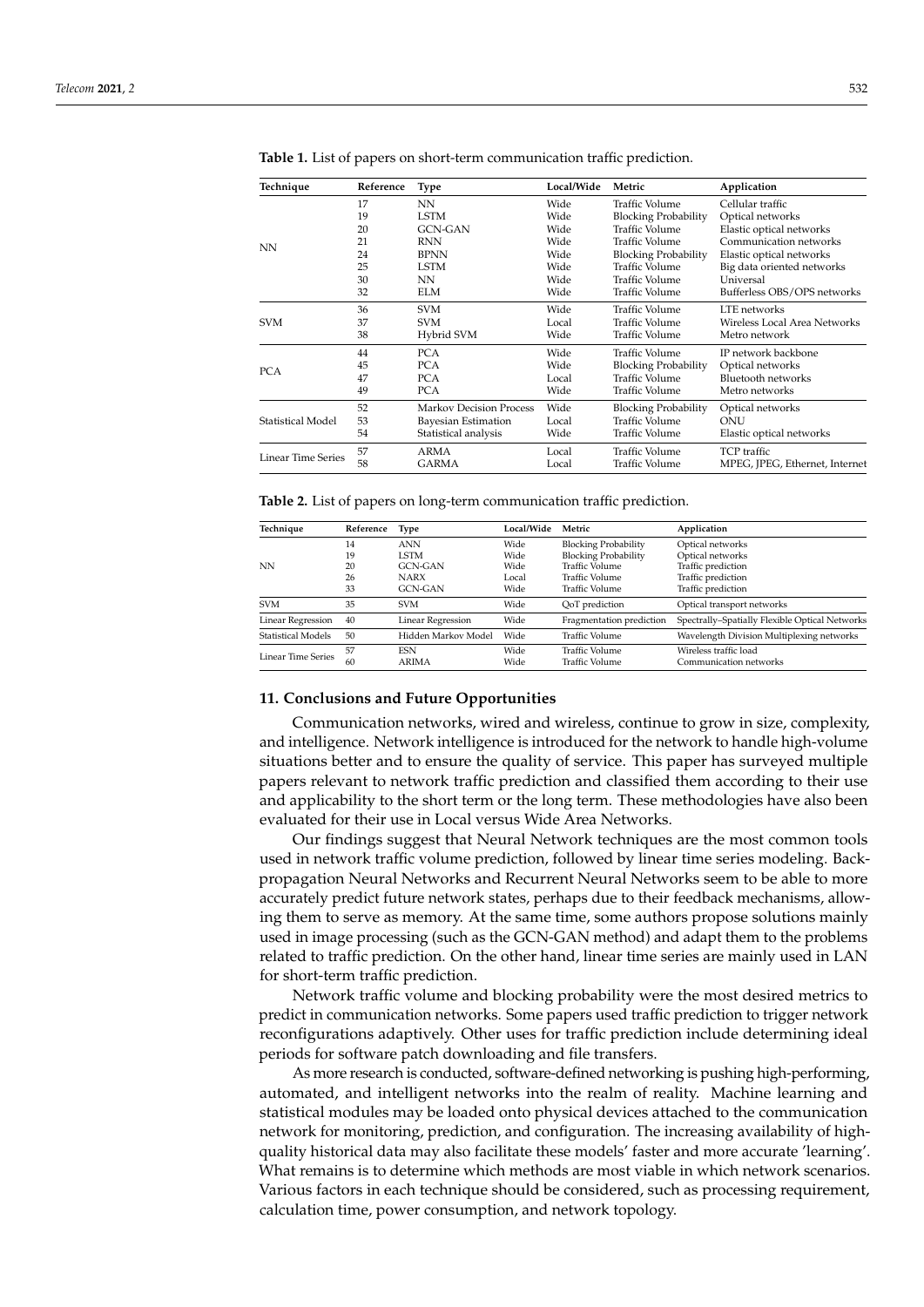**Table 1.** List of papers on short-term communication traffic prediction.

| Technique | Reference | Type | Local/Wide | Metric | Application |
|---|---|---|---|---|---|
| NN | 17 | NN | Wide | Traffic Volume | Cellular traffic |
| | 19 | LSTM | Wide | Blocking Probability | Optical networks |
| | 20 | GCN-GAN | Wide | Traffic Volume | Elastic optical networks |
| | 21 | RNN | Wide | Traffic Volume | Communication networks |
| | 24 | BPNN | Wide | Blocking Probability | Elastic optical networks |
| | 25 | LSTM | Wide | Traffic Volume | Big data oriented networks |
| | 30 | NN | Wide | Traffic Volume | Universal |
| | 32 | ELM | Wide | Traffic Volume | Bufferless OBS/OPS networks |
| SVM | 36 | SVM | Wide | Traffic Volume | LTE networks |
| | 37 | SVM | Local | Traffic Volume | Wireless Local Area Networks |
| | 38 | Hybrid SVM | Wide | Traffic Volume | Metro network |
| PCA | 44 | PCA | Wide | Traffic Volume | IP network backbone |
| | 45 | PCA | Wide | Blocking Probability | Optical networks |
| | 47 | PCA | Local | Traffic Volume | Bluetooth networks |
| | 49 | PCA | Wide | Traffic Volume | Metro networks |
| Statistical Model | 52 | Markov Decision Process | Wide | Blocking Probability | Optical networks |
| | 53 | Bayesian Estimation | Local | Traffic Volume | ONU |
| | 54 | Statistical analysis | Wide | Traffic Volume | Elastic optical networks |
| Linear Time Series | 57 | ARMA | Local | Traffic Volume | TCP traffic |
| | 58 | GARMA | Local | Traffic Volume | MPEG, JPEG, Ethernet, Internet |

**Table 2.** List of papers on long-term communication traffic prediction.

| Technique | Reference | Type | Local/Wide | Metric | Application |
|---|---|---|---|---|---|
| NN | 14 | ANN | Wide | Blocking Probability | Optical networks |
| | 19 | LSTM | Wide | Blocking Probability | Optical networks |
| | 20 | GCN-GAN | Wide | Traffic Volume | Traffic prediction |
| | 26 | NARX | Local | Traffic Volume | Traffic prediction |
| | 33 | GCN-GAN | Wide | Traffic Volume | Traffic prediction |
| SVM | 35 | SVM | Wide | QoT prediction | Optical transport networks |
| Linear Regression | 40 | Linear Regression | Wide | Fragmentation prediction | Spectrally–Spatially Flexible Optical Networks |
| Statistical Models | 50 | Hidden Markov Model | Wide | Traffic Volume | Wavelength Division Multiplexing networks |
| Linear Time Series | 57 | ESN | Wide | Traffic Volume | Wireless traffic load |
| | 60 | ARIMA | Wide | Traffic Volume | Communication networks |

## 11. Conclusions and Future Opportunities

Communication networks, wired and wireless, continue to grow in size, complexity, and intelligence. Network intelligence is introduced for the network to handle high-volume situations better and to ensure the quality of service. This paper has surveyed multiple papers relevant to network traffic prediction and classified them according to their use and applicability to the short term or the long term. These methodologies have also been evaluated for their use in Local versus Wide Area Networks.

Our findings suggest that Neural Network techniques are the most common tools used in network traffic volume prediction, followed by linear time series modeling. Back-propagation Neural Networks and Recurrent Neural Networks seem to be able to more accurately predict future network states, perhaps due to their feedback mechanisms, allowing them to serve as memory. At the same time, some authors propose solutions mainly used in image processing (such as the GCN-GAN method) and adapt them to the problems related to traffic prediction. On the other hand, linear time series are mainly used in LAN for short-term traffic prediction.

Network traffic volume and blocking probability were the most desired metrics to predict in communication networks. Some papers used traffic prediction to trigger network reconfigurations adaptively. Other uses for traffic prediction include determining ideal periods for software patch downloading and file transfers.

As more research is conducted, software-defined networking is pushing high-performing, automated, and intelligent networks into the realm of reality. Machine learning and statistical modules may be loaded onto physical devices attached to the communication network for monitoring, prediction, and configuration. The increasing availability of high-quality historical data may also facilitate these models' faster and more accurate 'learning'. What remains is to determine which methods are most viable in which network scenarios. Various factors in each technique should be considered, such as processing requirement, calculation time, power consumption, and network topology.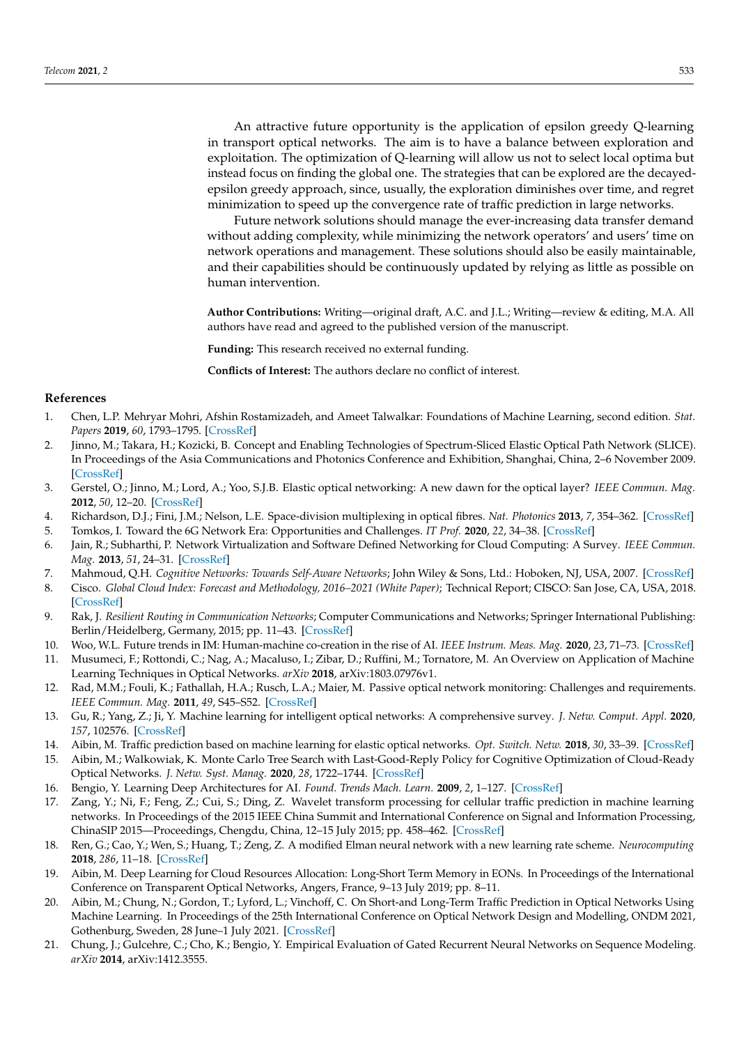An attractive future opportunity is the application of epsilon greedy Q-learning in transport optical networks. The aim is to have a balance between exploration and exploitation. The optimization of Q-learning will allow us not to select local optima but instead focus on finding the global one. The strategies that can be explored are the decayed-epsilon greedy approach, since, usually, the exploration diminishes over time, and regret minimization to speed up the convergence rate of traffic prediction in large networks.

Future network solutions should manage the ever-increasing data transfer demand without adding complexity, while minimizing the network operators' and users' time on network operations and management. These solutions should also be easily maintainable, and their capabilities should be continuously updated by relying as little as possible on human intervention.

**Author Contributions:** Writing—original draft, A.C. and J.L.; Writing—review & editing, M.A. All authors have read and agreed to the published version of the manuscript.

**Funding:** This research received no external funding.

**Conflicts of Interest:** The authors declare no conflict of interest.

## References

1. Chen, L.P. Mehryar Mohri, Afshin Rostamizadeh, and Ameet Talwalkar: Foundations of Machine Learning, second edition. *Stat. Papers* **2019**, *60*, 1793–1795. [CrossRef]
2. Jinno, M.; Takara, H.; Kozicki, B. Concept and Enabling Technologies of Spectrum-Sliced Elastic Optical Path Network (SLICE). In Proceedings of the Asia Communications and Photonics Conference and Exhibition, Shanghai, China, 2–6 November 2009. [CrossRef]
3. Gerstel, O.; Jinno, M.; Lord, A.; Yoo, S.J.B. Elastic optical networking: A new dawn for the optical layer? *IEEE Commun. Mag.* **2012**, *50*, 12–20. [CrossRef]
4. Richardson, D.J.; Fini, J.M.; Nelson, L.E. Space-division multiplexing in optical fibres. *Nat. Photonics* **2013**, *7*, 354–362. [CrossRef]
5. Tomkos, I. Toward the 6G Network Era: Opportunities and Challenges. *IT Prof.* **2020**, *22*, 34–38. [CrossRef]
6. Jain, R.; Subharthi, P. Network Virtualization and Software Defined Networking for Cloud Computing: A Survey. *IEEE Commun. Mag.* **2013**, *51*, 24–31. [CrossRef]
7. Mahmoud, Q.H. *Cognitive Networks: Towards Self-Aware Networks*; John Wiley & Sons, Ltd.: Hoboken, NJ, USA, 2007. [CrossRef]
8. Cisco. *Global Cloud Index: Forecast and Methodology, 2016–2021 (White Paper)*; Technical Report; CISCO: San Jose, CA, USA, 2018. [CrossRef]
9. Rak, J. *Resilient Routing in Communication Networks*; Computer Communications and Networks; Springer International Publishing: Berlin/Heidelberg, Germany, 2015; pp. 11–43. [CrossRef]
10. Woo, W.L. Future trends in IM: Human-machine co-creation in the rise of AI. *IEEE Instrum. Meas. Mag.* **2020**, *23*, 71–73. [CrossRef]
11. Musumeci, F.; Rottondi, C.; Nag, A.; Macaluso, I.; Zibar, D.; Ruffini, M.; Tornatore, M. An Overview on Application of Machine Learning Techniques in Optical Networks. *arXiv* **2018**, arXiv:1803.07976v1.
12. Rad, M.M.; Fouli, K.; Fathallah, H.A.; Rusch, L.A.; Maier, M. Passive optical network monitoring: Challenges and requirements. *IEEE Commun. Mag.* **2011**, *49*, S45–S52. [CrossRef]
13. Gu, R.; Yang, Z.; Ji, Y. Machine learning for intelligent optical networks: A comprehensive survey. *J. Netw. Comput. Appl.* **2020**, *157*, 102576. [CrossRef]
14. Aibin, M. Traffic prediction based on machine learning for elastic optical networks. *Opt. Switch. Netw.* **2018**, *30*, 33–39. [CrossRef]
15. Aibin, M.; Walkowiak, K. Monte Carlo Tree Search with Last-Good-Reply Policy for Cognitive Optimization of Cloud-Ready Optical Networks. *J. Netw. Syst. Manag.* **2020**, *28*, 1722–1744. [CrossRef]
16. Bengio, Y. Learning Deep Architectures for AI. *Found. Trends Mach. Learn.* **2009**, *2*, 1–127. [CrossRef]
17. Zang, Y.; Ni, F.; Feng, Z.; Cui, S.; Ding, Z. Wavelet transform processing for cellular traffic prediction in machine learning networks. In Proceedings of the 2015 IEEE China Summit and International Conference on Signal and Information Processing, ChinaSIP 2015—Proceedings, Chengdu, China, 12–15 July 2015; pp. 458–462. [CrossRef]
18. Ren, G.; Cao, Y.; Wen, S.; Huang, T.; Zeng, Z. A modified Elman neural network with a new learning rate scheme. *Neurocomputing* **2018**, *286*, 11–18. [CrossRef]
19. Aibin, M. Deep Learning for Cloud Resources Allocation: Long-Short Term Memory in EONs. In Proceedings of the International Conference on Transparent Optical Networks, Angers, France, 9–13 July 2019; pp. 8–11.
20. Aibin, M.; Chung, N.; Gordon, T.; Lyford, L.; Vinchoff, C. On Short-and Long-Term Traffic Prediction in Optical Networks Using Machine Learning. In Proceedings of the 25th International Conference on Optical Network Design and Modelling, ONDM 2021, Gothenburg, Sweden, 28 June–1 July 2021. [CrossRef]
21. Chung, J.; Gulcehre, C.; Cho, K.; Bengio, Y. Empirical Evaluation of Gated Recurrent Neural Networks on Sequence Modeling. *arXiv* **2014**, arXiv:1412.3555.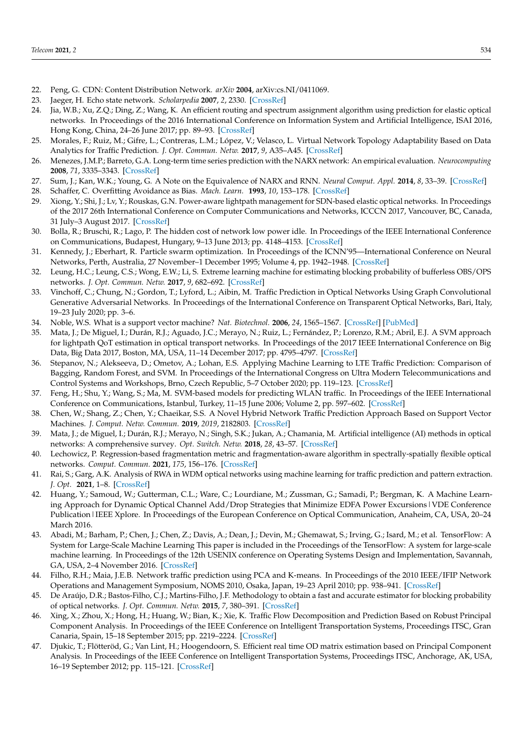22. Peng, G. CDN: Content Distribution Network. *arXiv* **2004**, arXiv:cs.NI/0411069.
23. Jaeger, H. Echo state network. *Scholarpedia* **2007**, *2*, 2330. [CrossRef]
24. Jia, W.B.; Xu, Z.Q.; Ding, Z.; Wang, K. An efficient routing and spectrum assignment algorithm using prediction for elastic optical networks. In Proceedings of the 2016 International Conference on Information System and Artificial Intelligence, ISAI 2016, Hong Kong, China, 24–26 June 2017; pp. 89–93. [CrossRef]
25. Morales, F.; Ruiz, M.; Gifre, L.; Contreras, L.M.; López, V.; Velasco, L. Virtual Network Topology Adaptability Based on Data Analytics for Traffic Prediction. *J. Opt. Commun. Netw.* **2017**, *9*, A35–A45. [CrossRef]
26. Menezes, J.M.P.; Barreto, G.A. Long-term time series prediction with the NARX network: An empirical evaluation. *Neurocomputing* **2008**, *71*, 3335–3343. [CrossRef]
27. Sum, J.; Kan, W.K.; Young, G. A Note on the Equivalence of NARX and RNN. *Neural Comput. Appl.* **2014**, *8*, 33–39. [CrossRef]
28. Schaffer, C. Overfitting Avoidance as Bias. *Mach. Learn.* **1993**, *10*, 153–178. [CrossRef]
29. Xiong, Y.; Shi, J.; Lv, Y.; Rouskas, G.N. Power-aware lightpath management for SDN-based elastic optical networks. In Proceedings of the 2017 26th International Conference on Computer Communications and Networks, ICCCN 2017, Vancouver, BC, Canada, 31 July–3 August 2017. [CrossRef]
30. Bolla, R.; Bruschi, R.; Lago, P. The hidden cost of network low power idle. In Proceedings of the IEEE International Conference on Communications, Budapest, Hungary, 9–13 June 2013; pp. 4148–4153. [CrossRef]
31. Kennedy, J.; Eberhart, R. Particle swarm optimization. In Proceedings of the ICNN'95—International Conference on Neural Networks, Perth, Australia, 27 November–1 December 1995; Volume 4, pp. 1942–1948. [CrossRef]
32. Leung, H.C.; Leung, C.S.; Wong, E.W.; Li, S. Extreme learning machine for estimating blocking probability of bufferless OBS/OPS networks. *J. Opt. Commun. Netw.* **2017**, *9*, 682–692. [CrossRef]
33. Vinchoff, C.; Chung, N.; Gordon, T.; Lyford, L.; Aibin, M. Traffic Prediction in Optical Networks Using Graph Convolutional Generative Adversarial Networks. In Proceedings of the International Conference on Transparent Optical Networks, Bari, Italy, 19–23 July 2020; pp. 3–6.
34. Noble, W.S. What is a support vector machine? *Nat. Biotechnol.* **2006**, *24*, 1565–1567. [CrossRef] [PubMed]
35. Mata, J.; De Miguel, I.; Durán, R.J.; Aguado, J.C.; Merayo, N.; Ruiz, L.; Fernández, P.; Lorenzo, R.M.; Abril, E.J. A SVM approach for lightpath QoT estimation in optical transport networks. In Proceedings of the 2017 IEEE International Conference on Big Data, Big Data 2017, Boston, MA, USA, 11–14 December 2017; pp. 4795–4797. [CrossRef]
36. Stepanov, N.; Alekseeva, D.; Ometov, A.; Lohan, E.S. Applying Machine Learning to LTE Traffic Prediction: Comparison of Bagging, Random Forest, and SVM. In Proceedings of the International Congress on Ultra Modern Telecommunications and Control Systems and Workshops, Brno, Czech Republic, 5–7 October 2020; pp. 119–123. [CrossRef]
37. Feng, H.; Shu, Y.; Wang, S.; Ma, M. SVM-based models for predicting WLAN traffic. In Proceedings of the IEEE International Conference on Communications, Istanbul, Turkey, 11–15 June 2006; Volume 2, pp. 597–602. [CrossRef]
38. Chen, W.; Shang, Z.; Chen, Y.; Chaeikar, S.S. A Novel Hybrid Network Traffic Prediction Approach Based on Support Vector Machines. *J. Comput. Netw. Commun.* **2019**, *2019*, 2182803. [CrossRef]
39. Mata, J.; de Miguel, I.; Durán, R.J.; Merayo, N.; Singh, S.K.; Jukan, A.; Chamania, M. Artificial intelligence (AI) methods in optical networks: A comprehensive survey. *Opt. Switch. Netw.* **2018**, *28*, 43–57. [CrossRef]
40. Lechowicz, P. Regression-based fragmentation metric and fragmentation-aware algorithm in spectrally-spatially flexible optical networks. *Comput. Commun.* **2021**, *175*, 156–176. [CrossRef]
41. Rai, S.; Garg, A.K. Analysis of RWA in WDM optical networks using machine learning for traffic prediction and pattern extraction. *J. Opt.* **2021**, 1–8. [CrossRef]
42. Huang, Y.; Samoud, W.; Gutterman, C.L.; Ware, C.; Lourdiane, M.; Zussman, G.; Samadi, P.; Bergman, K. A Machine Learning Approach for Dynamic Optical Channel Add/Drop Strategies that Minimize EDFA Power Excursions | VDE Conference Publication | IEEE Xplore. In Proceedings of the European Conference on Optical Communication, Anaheim, CA, USA, 20–24 March 2016.
43. Abadi, M.; Barham, P.; Chen, J.; Chen, Z.; Davis, A.; Dean, J.; Devin, M.; Ghemawat, S.; Irving, G.; Isard, M.; et al. TensorFlow: A System for Large-Scale Machine Learning This paper is included in the Proceedings of the TensorFlow: A system for large-scale machine learning. In Proceedings of the 12th USENIX conference on Operating Systems Design and Implementation, Savannah, GA, USA, 2–4 November 2016. [CrossRef]
44. Filho, R.H.; Maia, J.E.B. Network traffic prediction using PCA and K-means. In Proceedings of the 2010 IEEE/IFIP Network Operations and Management Symposium, NOMS 2010, Osaka, Japan, 19–23 April 2010; pp. 938–941. [CrossRef]
45. De Araújo, D.R.; Bastos-Filho, C.J.; Martins-Filho, J.F. Methodology to obtain a fast and accurate estimator for blocking probability of optical networks. *J. Opt. Commun. Netw.* **2015**, *7*, 380–391. [CrossRef]
46. Xing, X.; Zhou, X.; Hong, H.; Huang, W.; Bian, K.; Xie, K. Traffic Flow Decomposition and Prediction Based on Robust Principal Component Analysis. In Proceedings of the IEEE Conference on Intelligent Transportation Systems, Proceedings ITSC, Gran Canaria, Spain, 15–18 September 2015; pp. 2219–2224. [CrossRef]
47. Djukic, T.; Flötteröd, G.; Van Lint, H.; Hoogendoorn, S. Efficient real time OD matrix estimation based on Principal Component Analysis. In Proceedings of the IEEE Conference on Intelligent Transportation Systems, Proceedings ITSC, Anchorage, AK, USA, 16–19 September 2012; pp. 115–121. [CrossRef]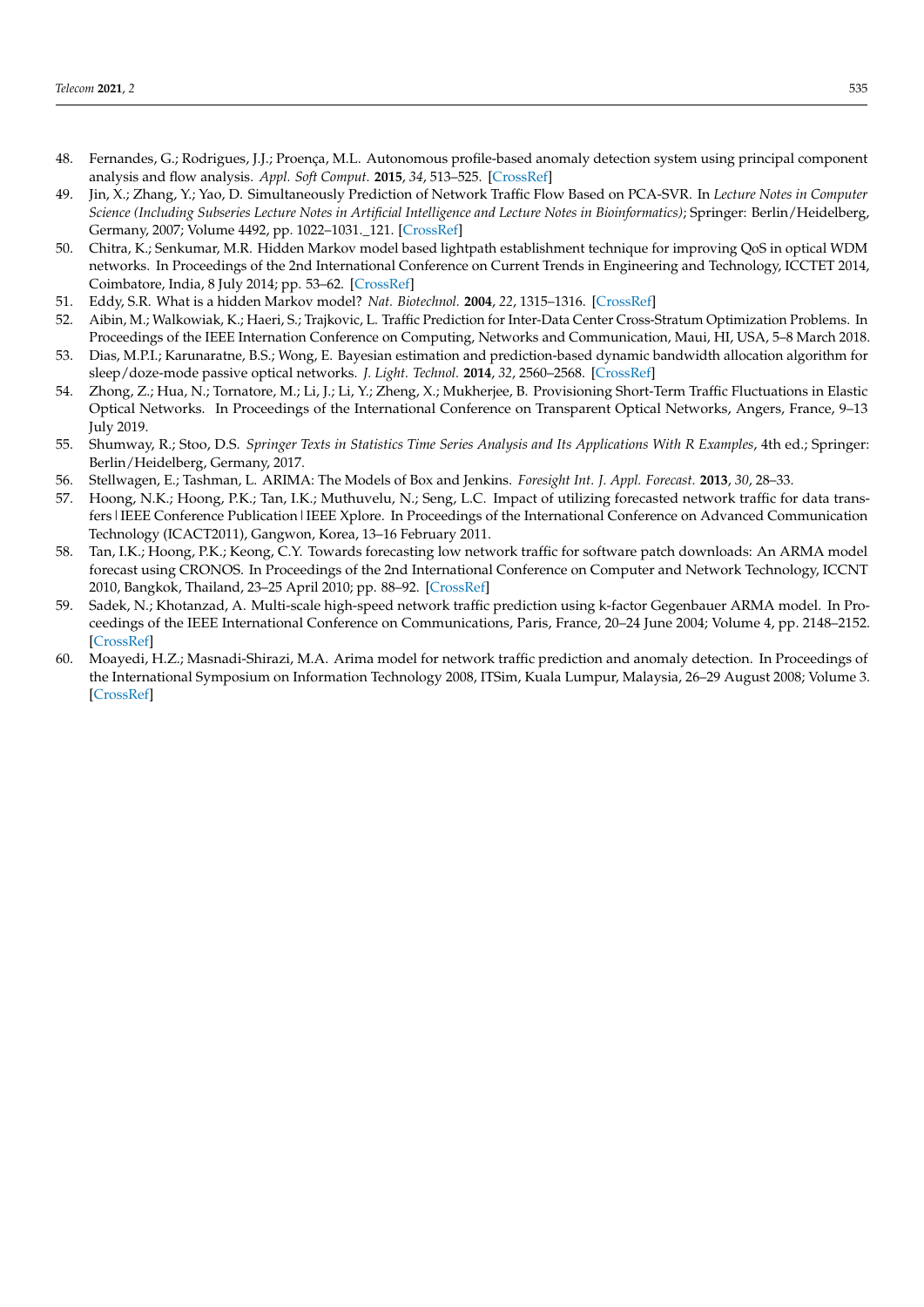48. Fernandes, G.; Rodrigues, J.J.; Proença, M.L. Autonomous profile-based anomaly detection system using principal component analysis and flow analysis. *Appl. Soft Comput.* **2015**, *34*, 513–525. [CrossRef]
49. Jin, X.; Zhang, Y.; Yao, D. Simultaneously Prediction of Network Traffic Flow Based on PCA-SVR. In *Lecture Notes in Computer Science (Including Subseries Lecture Notes in Artificial Intelligence and Lecture Notes in Bioinformatics)*; Springer: Berlin/Heidelberg, Germany, 2007; Volume 4492, pp. 1022–1031._121. [CrossRef]
50. Chitra, K.; Senkumar, M.R. Hidden Markov model based lightpath establishment technique for improving QoS in optical WDM networks. In Proceedings of the 2nd International Conference on Current Trends in Engineering and Technology, ICCTET 2014, Coimbatore, India, 8 July 2014; pp. 53–62. [CrossRef]
51. Eddy, S.R. What is a hidden Markov model? *Nat. Biotechnol.* **2004**, *22*, 1315–1316. [CrossRef]
52. Aibin, M.; Walkowiak, K.; Haeri, S.; Trajkovic, L. Traffic Prediction for Inter-Data Center Cross-Stratum Optimization Problems. In Proceedings of the IEEE Internation Conference on Computing, Networks and Communication, Maui, HI, USA, 5–8 March 2018.
53. Dias, M.P.I.; Karunaratne, B.S.; Wong, E. Bayesian estimation and prediction-based dynamic bandwidth allocation algorithm for sleep/doze-mode passive optical networks. *J. Light. Technol.* **2014**, *32*, 2560–2568. [CrossRef]
54. Zhong, Z.; Hua, N.; Tornatore, M.; Li, J.; Li, Y.; Zheng, X.; Mukherjee, B. Provisioning Short-Term Traffic Fluctuations in Elastic Optical Networks. In Proceedings of the International Conference on Transparent Optical Networks, Angers, France, 9–13 July 2019.
55. Shumway, R.; Stoo, D.S. *Springer Texts in Statistics Time Series Analysis and Its Applications With R Examples*, 4th ed.; Springer: Berlin/Heidelberg, Germany, 2017.
56. Stellwagen, E.; Tashman, L. ARIMA: The Models of Box and Jenkins. *Foresight Int. J. Appl. Forecast.* **2013**, *30*, 28–33.
57. Hoong, N.K.; Hoong, P.K.; Tan, I.K.; Muthuvelu, N.; Seng, L.C. Impact of utilizing forecasted network traffic for data transfers | IEEE Conference Publication | IEEE Xplore. In Proceedings of the International Conference on Advanced Communication Technology (ICACT2011), Gangwon, Korea, 13–16 February 2011.
58. Tan, I.K.; Hoong, P.K.; Keong, C.Y. Towards forecasting low network traffic for software patch downloads: An ARMA model forecast using CRONOS. In Proceedings of the 2nd International Conference on Computer and Network Technology, ICCNT 2010, Bangkok, Thailand, 23–25 April 2010; pp. 88–92. [CrossRef]
59. Sadek, N.; Khotanzad, A. Multi-scale high-speed network traffic prediction using k-factor Gegenbauer ARMA model. In Proceedings of the IEEE International Conference on Communications, Paris, France, 20–24 June 2004; Volume 4, pp. 2148–2152. [CrossRef]
60. Moayedi, H.Z.; Masnadi-Shirazi, M.A. Arima model for network traffic prediction and anomaly detection. In Proceedings of the International Symposium on Information Technology 2008, ITSim, Kuala Lumpur, Malaysia, 26–29 August 2008; Volume 3. [CrossRef]